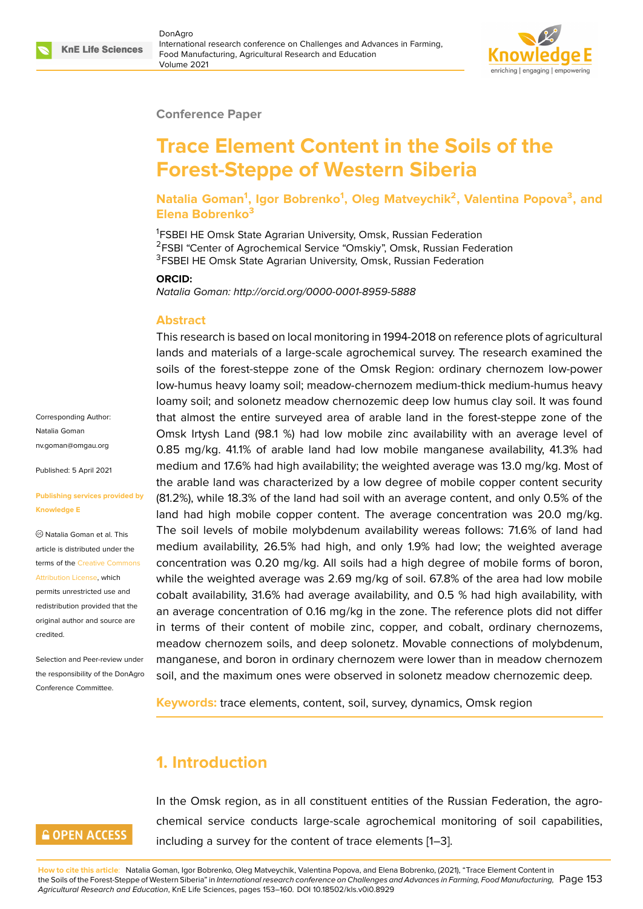Conference Paper

# Trace Element Content in the Soils of the Forest-Steppe of Western Siberia

**Natalia Goman[1], Igor Bobrenko[1], Oleg Matveychik[2], Valentina Popova[3], and Elena Bobrenko[3]**

[1]FSBEI HE Omsk State Agrarian University, Omsk, Russian Federation
[2]FSBI "Center of Agrochemical Service "Omskiy", Omsk, Russian Federation
[3]FSBEI HE Omsk State Agrarian University, Omsk, Russian Federation

**ORCID:**
*Natalia Goman: http://orcid.org/0000-0001-8959-5888*

Corresponding Author: Natalia Goman nv.goman@omgau.org

Published: 5 April 2021

Publishing services provided by Knowledge E

Natalia Goman et al. This article is distributed under the terms of the Creative Commons Attribution License, which permits unrestricted use and redistribution provided that the original author and source are credited.

Selection and Peer-review under the responsibility of the DonAgro Conference Committee.

## Abstract

This research is based on local monitoring in 1994-2018 on reference plots of agricultural lands and materials of a large-scale agrochemical survey. The research examined the soils of the forest-steppe zone of the Omsk Region: ordinary chernozem low-power low-humus heavy loamy soil; meadow-chernozem medium-thick medium-humus heavy loamy soil; and solonetz meadow chernozemic deep low humus clay soil. It was found that almost the entire surveyed area of arable land in the forest-steppe zone of the Omsk Irtysh Land (98.1 %) had low mobile zinc availability with an average level of 0.85 mg/kg. 41.1% of arable land had low mobile manganese availability, 41.3% had medium and 17.6% had high availability; the weighted average was 13.0 mg/kg. Most of the arable land was characterized by a low degree of mobile copper content security (81.2%), while 18.3% of the land had soil with an average content, and only 0.5% of the land had high mobile copper content. The average concentration was 20.0 mg/kg. The soil levels of mobile molybdenum availability wereas follows: 71.6% of land had medium availability, 26.5% had high, and only 1.9% had low; the weighted average concentration was 0.20 mg/kg. All soils had a high degree of mobile forms of boron, while the weighted average was 2.69 mg/kg of soil. 67.8% of the area had low mobile cobalt availability, 31.6% had average availability, and 0.5 % had high availability, with an average concentration of 0.16 mg/kg in the zone. The reference plots did not differ in terms of their content of mobile zinc, copper, and cobalt, ordinary chernozems, meadow chernozem soils, and deep solonetz. Movable connections of molybdenum, manganese, and boron in ordinary chernozem were lower than in meadow chernozem soil, and the maximum ones were observed in solonetz meadow chernozemic deep.

**Keywords:** trace elements, content, soil, survey, dynamics, Omsk region

## 1. Introduction

In the Omsk region, as in all constituent entities of the Russian Federation, the agrochemical service conducts large-scale agrochemical monitoring of soil capabilities, including a survey for the content of trace elements [1–3].

**How to cite this article:** Natalia Goman, Igor Bobrenko, Oleg Matveychik, Valentina Popova, and Elena Bobrenko, (2021), "Trace Element Content in the Soils of the Forest-Steppe of Western Siberia" in *International research conference on Challenges and Advances in Farming, Food Manufacturing, Agricultural Research and Education*, KnE Life Sciences, pages 153–160. DOI 10.18502/kls.v0i0.8929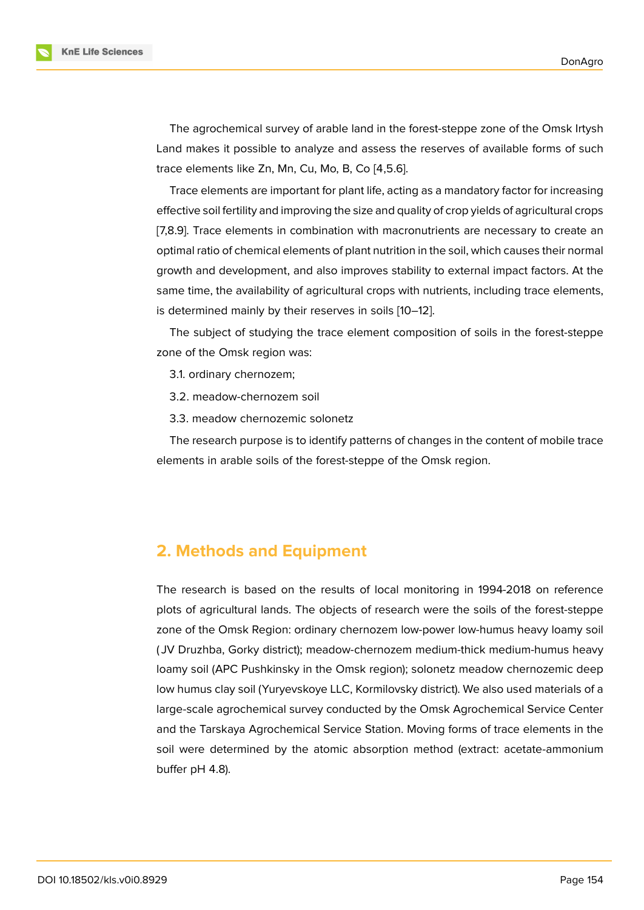The agrochemical survey of arable land in the forest-steppe zone of the Omsk Irtysh Land makes it possible to analyze and assess the reserves of available forms of such trace elements like Zn, Mn, Cu, Mo, B, Co [4,5.6].

Trace elements are important for plant life, acting as a mandatory factor for increasing effective soil fertility and improving the size and quality of crop yields of agricultural crops [7,8.9]. Trace elements in combination with macronutrients are necessary to create an optimal ratio of chemical elements of plant nutrition in the soil, which causes their normal growth and development, and also improves stability to external impact factors. At the same time, the availability of agricultural crops with nutrients, including trace elements, is determined mainly by their reserves in soils [10–12].

The subject of studying the trace element composition of soils in the forest-steppe zone of the Omsk region was:

3.1. ordinary chernozem;

3.2. meadow-chernozem soil

3.3. meadow chernozemic solonetz

The research purpose is to identify patterns of changes in the content of mobile trace elements in arable soils of the forest-steppe of the Omsk region.

## 2. Methods and Equipment

The research is based on the results of local monitoring in 1994-2018 on reference plots of agricultural lands. The objects of research were the soils of the forest-steppe zone of the Omsk Region: ordinary chernozem low-power low-humus heavy loamy soil (JV Druzhba, Gorky district); meadow-chernozem medium-thick medium-humus heavy loamy soil (APC Pushkinsky in the Omsk region); solonetz meadow chernozemic deep low humus clay soil (Yuryevskoye LLC, Kormilovsky district). We also used materials of a large-scale agrochemical survey conducted by the Omsk Agrochemical Service Center and the Tarskaya Agrochemical Service Station. Moving forms of trace elements in the soil were determined by the atomic absorption method (extract: acetate-ammonium buffer pH 4.8).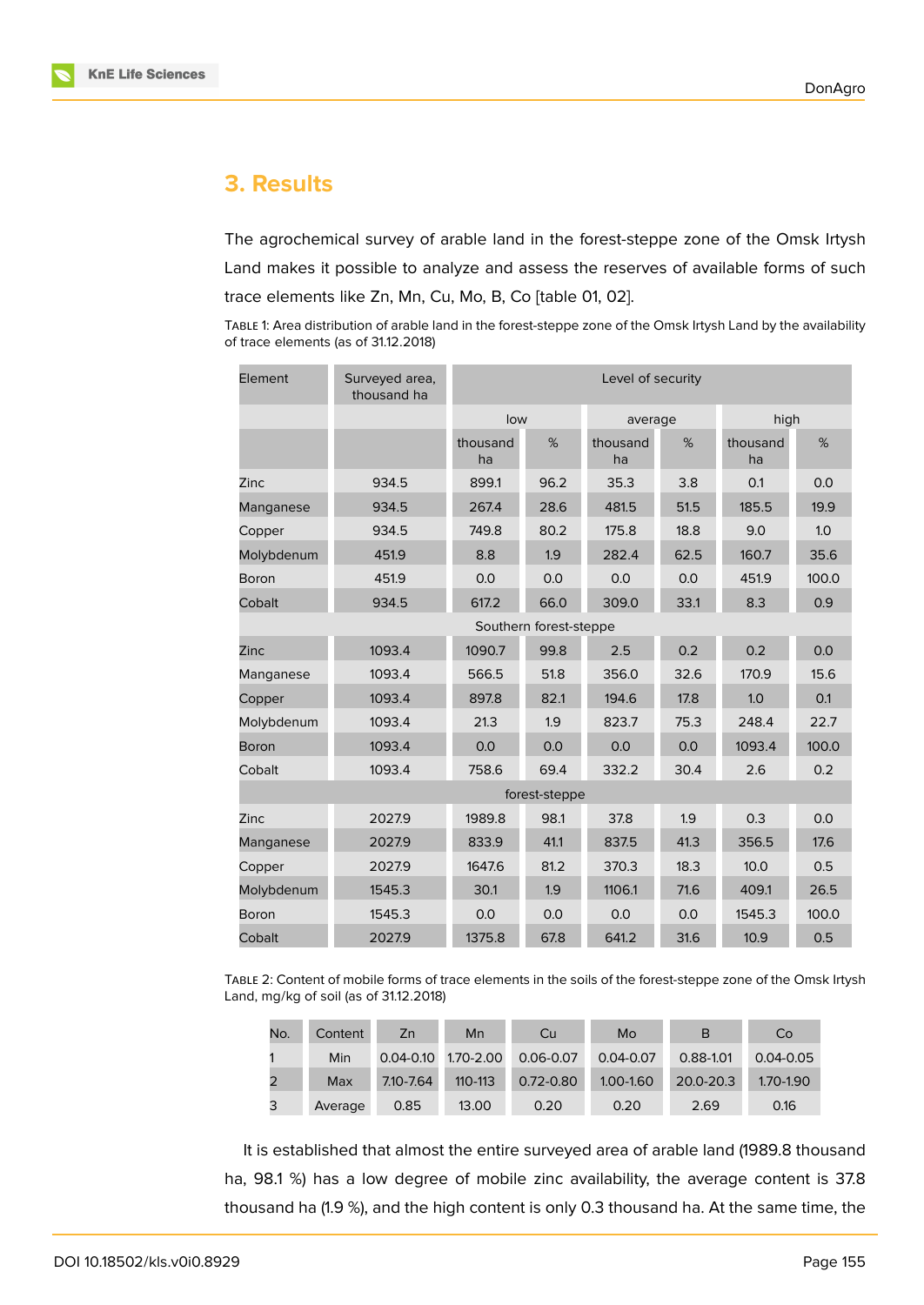## 3. Results

The agrochemical survey of arable land in the forest-steppe zone of the Omsk Irtysh Land makes it possible to analyze and assess the reserves of available forms of such trace elements like Zn, Mn, Cu, Mo, B, Co [table 01, 02].

Table 1: Area distribution of arable land in the forest-steppe zone of the Omsk Irtysh Land by the availability of trace elements (as of 31.12.2018)

| Element | Surveyed area, thousand ha | Level of security | | | | | |
|---|---|---|---|---|---|---|---|
| | | low | | average | | high | |
| | | thousand ha | % | thousand ha | % | thousand ha | % |
| Zinc | 934.5 | 899.1 | 96.2 | 35.3 | 3.8 | 0.1 | 0.0 |
| Manganese | 934.5 | 267.4 | 28.6 | 481.5 | 51.5 | 185.5 | 19.9 |
| Copper | 934.5 | 749.8 | 80.2 | 175.8 | 18.8 | 9.0 | 1.0 |
| Molybdenum | 451.9 | 8.8 | 1.9 | 282.4 | 62.5 | 160.7 | 35.6 |
| Boron | 451.9 | 0.0 | 0.0 | 0.0 | 0.0 | 451.9 | 100.0 |
| Cobalt | 934.5 | 617.2 | 66.0 | 309.0 | 33.1 | 8.3 | 0.9 |
| Southern forest-steppe | | | | | | | |
| Zinc | 1093.4 | 1090.7 | 99.8 | 2.5 | 0.2 | 0.2 | 0.0 |
| Manganese | 1093.4 | 566.5 | 51.8 | 356.0 | 32.6 | 170.9 | 15.6 |
| Copper | 1093.4 | 897.8 | 82.1 | 194.6 | 17.8 | 1.0 | 0.1 |
| Molybdenum | 1093.4 | 21.3 | 1.9 | 823.7 | 75.3 | 248.4 | 22.7 |
| Boron | 1093.4 | 0.0 | 0.0 | 0.0 | 0.0 | 1093.4 | 100.0 |
| Cobalt | 1093.4 | 758.6 | 69.4 | 332.2 | 30.4 | 2.6 | 0.2 |
| forest-steppe | | | | | | | |
| Zinc | 2027.9 | 1989.8 | 98.1 | 37.8 | 1.9 | 0.3 | 0.0 |
| Manganese | 2027.9 | 833.9 | 41.1 | 837.5 | 41.3 | 356.5 | 17.6 |
| Copper | 2027.9 | 1647.6 | 81.2 | 370.3 | 18.3 | 10.0 | 0.5 |
| Molybdenum | 1545.3 | 30.1 | 1.9 | 1106.1 | 71.6 | 409.1 | 26.5 |
| Boron | 1545.3 | 0.0 | 0.0 | 0.0 | 0.0 | 1545.3 | 100.0 |
| Cobalt | 2027.9 | 1375.8 | 67.8 | 641.2 | 31.6 | 10.9 | 0.5 |

Table 2: Content of mobile forms of trace elements in the soils of the forest-steppe zone of the Omsk Irtysh Land, mg/kg of soil (as of 31.12.2018)

| No. | Content | Zn | Mn | Cu | Mo | B | Co |
|---|---|---|---|---|---|---|---|
| 1 | Min | 0.04-0.10 | 1.70-2.00 | 0.06-0.07 | 0.04-0.07 | 0.88-1.01 | 0.04-0.05 |
| 2 | Max | 7.10-7.64 | 110-113 | 0.72-0.80 | 1.00-1.60 | 20.0-20.3 | 1.70-1.90 |
| 3 | Average | 0.85 | 13.00 | 0.20 | 0.20 | 2.69 | 0.16 |

It is established that almost the entire surveyed area of arable land (1989.8 thousand ha, 98.1 %) has a low degree of mobile zinc availability, the average content is 37.8 thousand ha (1.9 %), and the high content is only 0.3 thousand ha. At the same time, the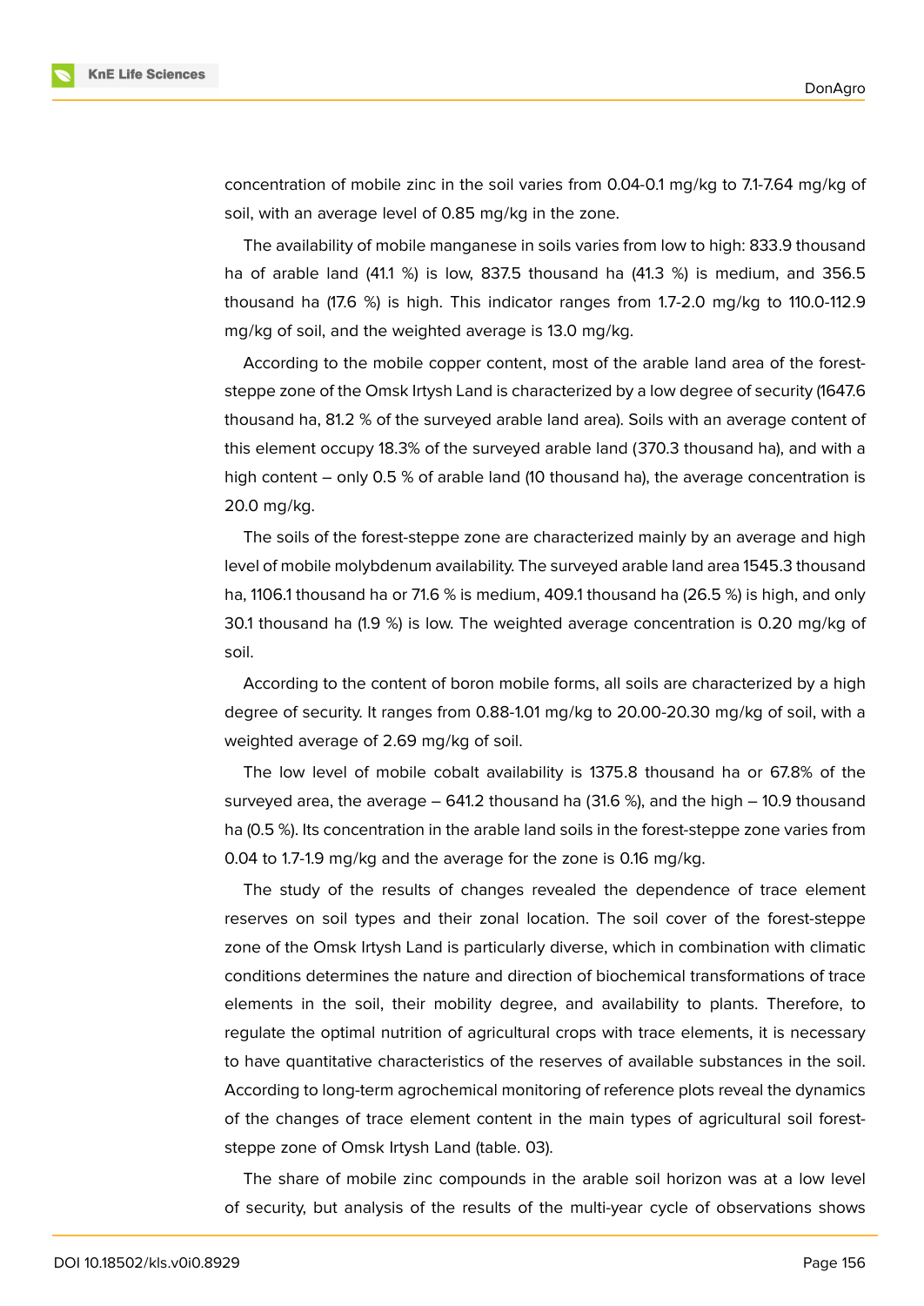concentration of mobile zinc in the soil varies from 0.04-0.1 mg/kg to 7.1-7.64 mg/kg of soil, with an average level of 0.85 mg/kg in the zone.

The availability of mobile manganese in soils varies from low to high: 833.9 thousand ha of arable land (41.1 %) is low, 837.5 thousand ha (41.3 %) is medium, and 356.5 thousand ha (17.6 %) is high. This indicator ranges from 1.7-2.0 mg/kg to 110.0-112.9 mg/kg of soil, and the weighted average is 13.0 mg/kg.

According to the mobile copper content, most of the arable land area of the forest-steppe zone of the Omsk Irtysh Land is characterized by a low degree of security (1647.6 thousand ha, 81.2 % of the surveyed arable land area). Soils with an average content of this element occupy 18.3% of the surveyed arable land (370.3 thousand ha), and with a high content – only 0.5 % of arable land (10 thousand ha), the average concentration is 20.0 mg/kg.

The soils of the forest-steppe zone are characterized mainly by an average and high level of mobile molybdenum availability. The surveyed arable land area 1545.3 thousand ha, 1106.1 thousand ha or 71.6 % is medium, 409.1 thousand ha (26.5 %) is high, and only 30.1 thousand ha (1.9 %) is low. The weighted average concentration is 0.20 mg/kg of soil.

According to the content of boron mobile forms, all soils are characterized by a high degree of security. It ranges from 0.88-1.01 mg/kg to 20.00-20.30 mg/kg of soil, with a weighted average of 2.69 mg/kg of soil.

The low level of mobile cobalt availability is 1375.8 thousand ha or 67.8% of the surveyed area, the average – 641.2 thousand ha (31.6 %), and the high – 10.9 thousand ha (0.5 %). Its concentration in the arable land soils in the forest-steppe zone varies from 0.04 to 1.7-1.9 mg/kg and the average for the zone is 0.16 mg/kg.

The study of the results of changes revealed the dependence of trace element reserves on soil types and their zonal location. The soil cover of the forest-steppe zone of the Omsk Irtysh Land is particularly diverse, which in combination with climatic conditions determines the nature and direction of biochemical transformations of trace elements in the soil, their mobility degree, and availability to plants. Therefore, to regulate the optimal nutrition of agricultural crops with trace elements, it is necessary to have quantitative characteristics of the reserves of available substances in the soil. According to long-term agrochemical monitoring of reference plots reveal the dynamics of the changes of trace element content in the main types of agricultural soil forest-steppe zone of Omsk Irtysh Land (table. 03).

The share of mobile zinc compounds in the arable soil horizon was at a low level of security, but analysis of the results of the multi-year cycle of observations shows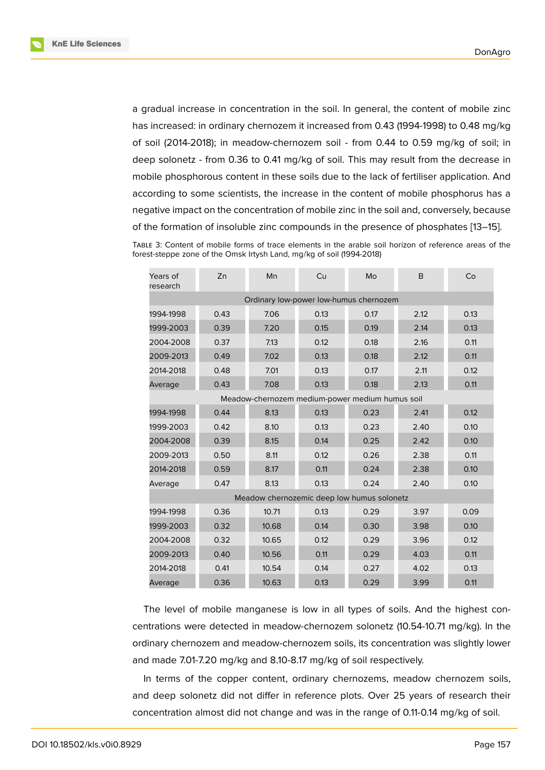a gradual increase in concentration in the soil. In general, the content of mobile zinc has increased: in ordinary chernozem it increased from 0.43 (1994-1998) to 0.48 mg/kg of soil (2014-2018); in meadow-chernozem soil - from 0.44 to 0.59 mg/kg of soil; in deep solonetz - from 0.36 to 0.41 mg/kg of soil. This may result from the decrease in mobile phosphorous content in these soils due to the lack of fertiliser application. And according to some scientists, the increase in the content of mobile phosphorus has a negative impact on the concentration of mobile zinc in the soil and, conversely, because of the formation of insoluble zinc compounds in the presence of phosphates [13–15].

Table 3: Content of mobile forms of trace elements in the arable soil horizon of reference areas of the forest-steppe zone of the Omsk Irtysh Land, mg/kg of soil (1994-2018)

| Years of research | Zn | Mn | Cu | Mo | B | Co |
|---|---|---|---|---|---|---|
| Ordinary low-power low-humus chernozem | | | | | | |
| 1994-1998 | 0.43 | 7.06 | 0.13 | 0.17 | 2.12 | 0.13 |
| 1999-2003 | 0.39 | 7.20 | 0.15 | 0.19 | 2.14 | 0.13 |
| 2004-2008 | 0.37 | 7.13 | 0.12 | 0.18 | 2.16 | 0.11 |
| 2009-2013 | 0.49 | 7.02 | 0.13 | 0.18 | 2.12 | 0.11 |
| 2014-2018 | 0.48 | 7.01 | 0.13 | 0.17 | 2.11 | 0.12 |
| Average | 0.43 | 7.08 | 0.13 | 0.18 | 2.13 | 0.11 |
| Meadow-chernozem medium-power medium humus soil | | | | | | |
| 1994-1998 | 0.44 | 8.13 | 0.13 | 0.23 | 2.41 | 0.12 |
| 1999-2003 | 0.42 | 8.10 | 0.13 | 0.23 | 2.40 | 0.10 |
| 2004-2008 | 0.39 | 8.15 | 0.14 | 0.25 | 2.42 | 0.10 |
| 2009-2013 | 0.50 | 8.11 | 0.12 | 0.26 | 2.38 | 0.11 |
| 2014-2018 | 0.59 | 8.17 | 0.11 | 0.24 | 2.38 | 0.10 |
| Average | 0.47 | 8.13 | 0.13 | 0.24 | 2.40 | 0.10 |
| Meadow chernozemic deep low humus solonetz | | | | | | |
| 1994-1998 | 0.36 | 10.71 | 0.13 | 0.29 | 3.97 | 0.09 |
| 1999-2003 | 0.32 | 10.68 | 0.14 | 0.30 | 3.98 | 0.10 |
| 2004-2008 | 0.32 | 10.65 | 0.12 | 0.29 | 3.96 | 0.12 |
| 2009-2013 | 0.40 | 10.56 | 0.11 | 0.29 | 4.03 | 0.11 |
| 2014-2018 | 0.41 | 10.54 | 0.14 | 0.27 | 4.02 | 0.13 |
| Average | 0.36 | 10.63 | 0.13 | 0.29 | 3.99 | 0.11 |

The level of mobile manganese is low in all types of soils. And the highest concentrations were detected in meadow-chernozem solonetz (10.54-10.71 mg/kg). In the ordinary chernozem and meadow-chernozem soils, its concentration was slightly lower and made 7.01-7.20 mg/kg and 8.10-8.17 mg/kg of soil respectively.

In terms of the copper content, ordinary chernozems, meadow chernozem soils, and deep solonetz did not differ in reference plots. Over 25 years of research their concentration almost did not change and was in the range of 0.11-0.14 mg/kg of soil.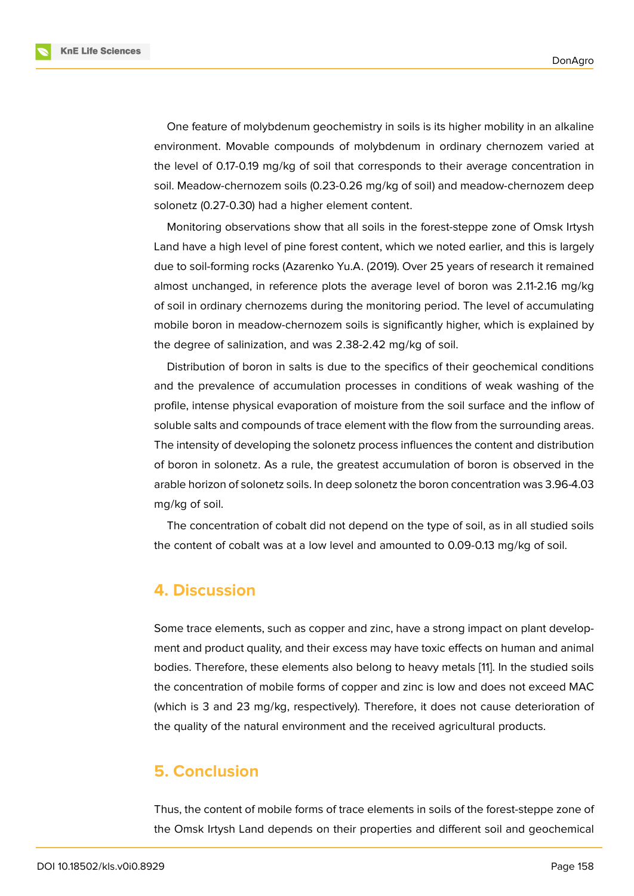One feature of molybdenum geochemistry in soils is its higher mobility in an alkaline environment. Movable compounds of molybdenum in ordinary chernozem varied at the level of 0.17-0.19 mg/kg of soil that corresponds to their average concentration in soil. Meadow-chernozem soils (0.23-0.26 mg/kg of soil) and meadow-chernozem deep solonetz (0.27-0.30) had a higher element content.

Monitoring observations show that all soils in the forest-steppe zone of Omsk Irtysh Land have a high level of pine forest content, which we noted earlier, and this is largely due to soil-forming rocks (Azarenko Yu.A. (2019). Over 25 years of research it remained almost unchanged, in reference plots the average level of boron was 2.11-2.16 mg/kg of soil in ordinary chernozems during the monitoring period. The level of accumulating mobile boron in meadow-chernozem soils is significantly higher, which is explained by the degree of salinization, and was 2.38-2.42 mg/kg of soil.

Distribution of boron in salts is due to the specifics of their geochemical conditions and the prevalence of accumulation processes in conditions of weak washing of the profile, intense physical evaporation of moisture from the soil surface and the inflow of soluble salts and compounds of trace element with the flow from the surrounding areas. The intensity of developing the solonetz process influences the content and distribution of boron in solonetz. As a rule, the greatest accumulation of boron is observed in the arable horizon of solonetz soils. In deep solonetz the boron concentration was 3.96-4.03 mg/kg of soil.

The concentration of cobalt did not depend on the type of soil, as in all studied soils the content of cobalt was at a low level and amounted to 0.09-0.13 mg/kg of soil.

## 4. Discussion

Some trace elements, such as copper and zinc, have a strong impact on plant development and product quality, and their excess may have toxic effects on human and animal bodies. Therefore, these elements also belong to heavy metals [11]. In the studied soils the concentration of mobile forms of copper and zinc is low and does not exceed MAC (which is 3 and 23 mg/kg, respectively). Therefore, it does not cause deterioration of the quality of the natural environment and the received agricultural products.

## 5. Conclusion

Thus, the content of mobile forms of trace elements in soils of the forest-steppe zone of the Omsk Irtysh Land depends on their properties and different soil and geochemical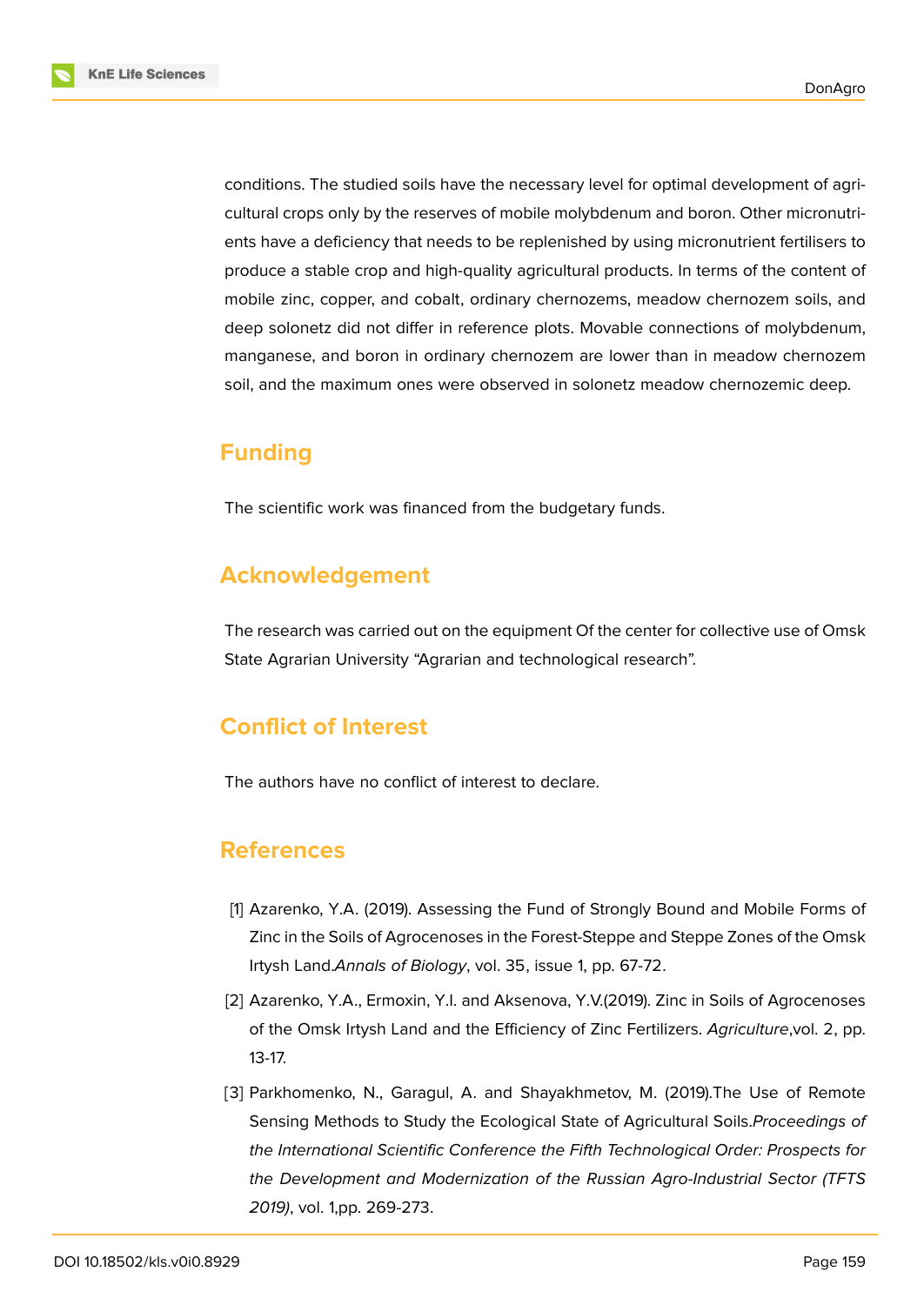conditions. The studied soils have the necessary level for optimal development of agricultural crops only by the reserves of mobile molybdenum and boron. Other micronutrients have a deficiency that needs to be replenished by using micronutrient fertilisers to produce a stable crop and high-quality agricultural products. In terms of the content of mobile zinc, copper, and cobalt, ordinary chernozems, meadow chernozem soils, and deep solonetz did not differ in reference plots. Movable connections of molybdenum, manganese, and boron in ordinary chernozem are lower than in meadow chernozem soil, and the maximum ones were observed in solonetz meadow chernozemic deep.

## Funding

The scientific work was financed from the budgetary funds.

## Acknowledgement

The research was carried out on the equipment Of the center for collective use of Omsk State Agrarian University "Agrarian and technological research".

## Conflict of Interest

The authors have no conflict of interest to declare.

## References

[1] Azarenko, Y.A. (2019). Assessing the Fund of Strongly Bound and Mobile Forms of Zinc in the Soils of Agrocenoses in the Forest-Steppe and Steppe Zones of the Omsk Irtysh Land.*Annals of Biology*, vol. 35, issue 1, pp. 67-72.

[2] Azarenko, Y.A., Ermoxin, Y.I. and Aksenova, Y.V.(2019). Zinc in Soils of Agrocenoses of the Omsk Irtysh Land and the Efficiency of Zinc Fertilizers. *Agriculture*,vol. 2, pp. 13-17.

[3] Parkhomenko, N., Garagul, A. and Shayakhmetov, M. (2019).The Use of Remote Sensing Methods to Study the Ecological State of Agricultural Soils.*Proceedings of the International Scientific Conference the Fifth Technological Order: Prospects for the Development and Modernization of the Russian Agro-Industrial Sector (TFTS 2019)*, vol. 1,pp. 269-273.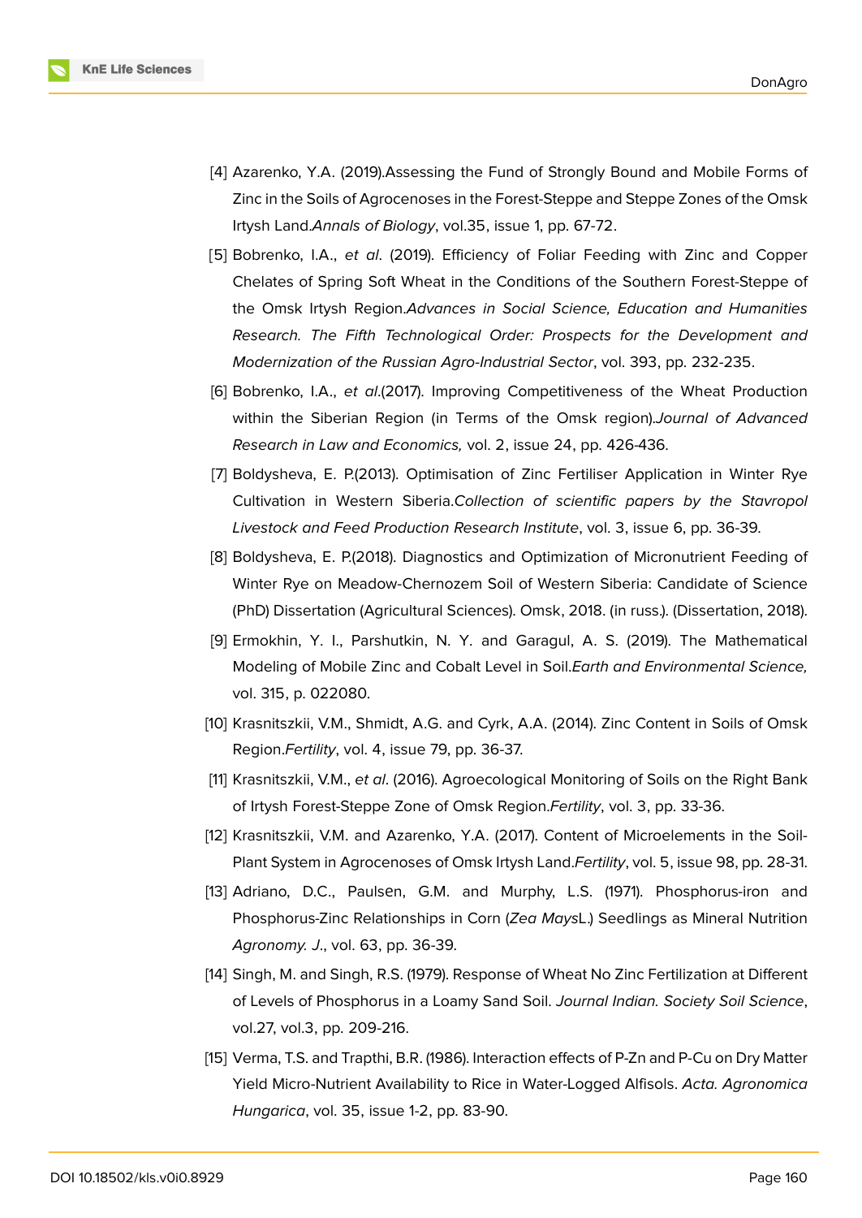[4] Azarenko, Y.A. (2019).Assessing the Fund of Strongly Bound and Mobile Forms of Zinc in the Soils of Agrocenoses in the Forest-Steppe and Steppe Zones of the Omsk Irtysh Land.*Annals of Biology*, vol.35, issue 1, pp. 67-72.

[5] Bobrenko, I.A., *et al*. (2019). Efficiency of Foliar Feeding with Zinc and Copper Chelates of Spring Soft Wheat in the Conditions of the Southern Forest-Steppe of the Omsk Irtysh Region.*Advances in Social Science, Education and Humanities Research. The Fifth Technological Order: Prospects for the Development and Modernization of the Russian Agro-Industrial Sector*, vol. 393, pp. 232-235.

[6] Bobrenko, I.A., *et al*.(2017). Improving Competitiveness of the Wheat Production within the Siberian Region (in Terms of the Omsk region).*Journal of Advanced Research in Law and Economics,* vol. 2, issue 24, pp. 426-436.

[7] Boldysheva, E. P.(2013). Optimisation of Zinc Fertiliser Application in Winter Rye Cultivation in Western Siberia.*Collection of scientific papers by the Stavropol Livestock and Feed Production Research Institute*, vol. 3, issue 6, pp. 36-39.

[8] Boldysheva, E. P.(2018). Diagnostics and Optimization of Micronutrient Feeding of Winter Rye on Meadow-Chernozem Soil of Western Siberia: Candidate of Science (PhD) Dissertation (Agricultural Sciences). Omsk, 2018. (in russ.). (Dissertation, 2018).

[9] Ermokhin, Y. I., Parshutkin, N. Y. and Garagul, A. S. (2019). The Mathematical Modeling of Mobile Zinc and Cobalt Level in Soil.*Earth and Environmental Science,* vol. 315, p. 022080.

[10] Krasnitszkii, V.M., Shmidt, A.G. and Cyrk, A.A. (2014). Zinc Content in Soils of Omsk Region.*Fertility*, vol. 4, issue 79, pp. 36-37.

[11] Krasnitszkii, V.M., *et al*. (2016). Agroecological Monitoring of Soils on the Right Bank of Irtysh Forest-Steppe Zone of Omsk Region.*Fertility*, vol. 3, pp. 33-36.

[12] Krasnitszkii, V.M. and Azarenko, Y.A. (2017). Content of Microelements in the Soil-Plant System in Agrocenoses of Omsk Irtysh Land.*Fertility*, vol. 5, issue 98, pp. 28-31.

[13] Adriano, D.C., Paulsen, G.M. and Murphy, L.S. (1971). Phosphorus-iron and Phosphorus-Zinc Relationships in Corn (*Zea Mays*L.) Seedlings as Mineral Nutrition *Agronomy. J*., vol. 63, pp. 36-39.

[14] Singh, M. and Singh, R.S. (1979). Response of Wheat No Zinc Fertilization at Different of Levels of Phosphorus in a Loamy Sand Soil. *Journal Indian. Society Soil Science*, vol.27, vol.3, pp. 209-216.

[15] Verma, T.S. and Trapthi, B.R. (1986). Interaction effects of P-Zn and P-Cu on Dry Matter Yield Micro-Nutrient Availability to Rice in Water-Logged Alfisols. *Acta. Agronomica Hungarica*, vol. 35, issue 1-2, pp. 83-90.